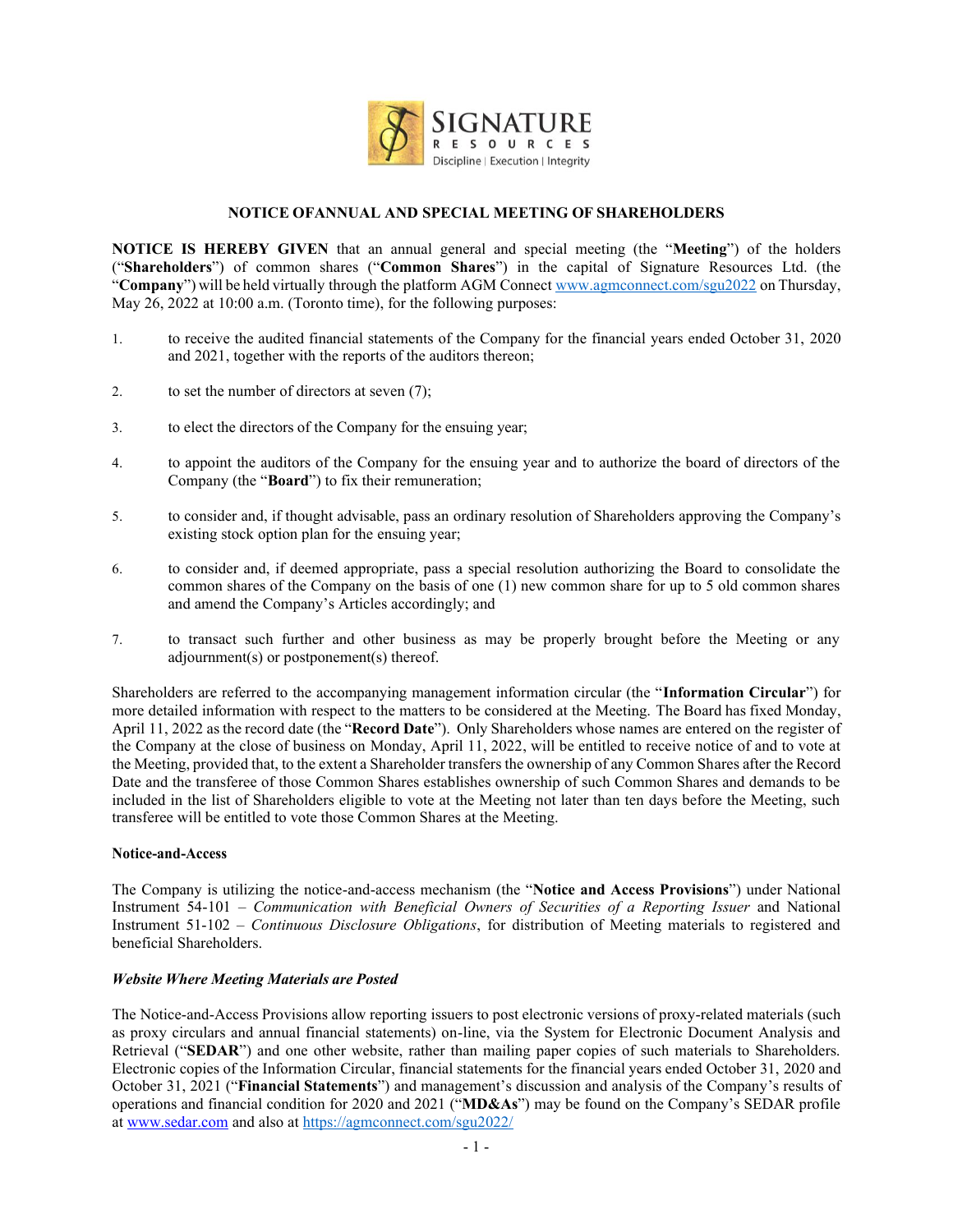# NOTICE OFANNUAL AND SPECIAL MEETING OF SHAREHOLDERS

**NOTICE IS HEREBY GIVEN** that an annual general and special meeting (the "**Meeting**") of the holders ("**Shareholders**") of common shares ("**Common Shares**") in the capital of Signature Resources Ltd. (the "**Company**") will be held virtually through the platform AGM Connect www.agmconnect.com/sgu2022 on Thursday, May 26, 2022 at 10:00 a.m. (Toronto time), for the following purposes:

1. to receive the audited financial statements of the Company for the financial years ended October 31, 2020 and 2021, together with the reports of the auditors thereon;
2. to set the number of directors at seven (7);
3. to elect the directors of the Company for the ensuing year;
4. to appoint the auditors of the Company for the ensuing year and to authorize the board of directors of the Company (the "**Board**") to fix their remuneration;
5. to consider and, if thought advisable, pass an ordinary resolution of Shareholders approving the Company's existing stock option plan for the ensuing year;
6. to consider and, if deemed appropriate, pass a special resolution authorizing the Board to consolidate the common shares of the Company on the basis of one (1) new common share for up to 5 old common shares and amend the Company's Articles accordingly; and
7. to transact such further and other business as may be properly brought before the Meeting or any adjournment(s) or postponement(s) thereof.

Shareholders are referred to the accompanying management information circular (the "**Information Circular**") for more detailed information with respect to the matters to be considered at the Meeting. The Board has fixed Monday, April 11, 2022 as the record date (the "**Record Date**"). Only Shareholders whose names are entered on the register of the Company at the close of business on Monday, April 11, 2022, will be entitled to receive notice of and to vote at the Meeting, provided that, to the extent a Shareholder transfers the ownership of any Common Shares after the Record Date and the transferee of those Common Shares establishes ownership of such Common Shares and demands to be included in the list of Shareholders eligible to vote at the Meeting not later than ten days before the Meeting, such transferee will be entitled to vote those Common Shares at the Meeting.

**Notice-and-Access**

The Company is utilizing the notice-and-access mechanism (the "**Notice and Access Provisions**") under National Instrument 54-101 – *Communication with Beneficial Owners of Securities of a Reporting Issuer* and National Instrument 51-102 – *Continuous Disclosure Obligations*, for distribution of Meeting materials to registered and beneficial Shareholders.

***Website Where Meeting Materials are Posted***

The Notice-and-Access Provisions allow reporting issuers to post electronic versions of proxy-related materials (such as proxy circulars and annual financial statements) on-line, via the System for Electronic Document Analysis and Retrieval ("**SEDAR**") and one other website, rather than mailing paper copies of such materials to Shareholders. Electronic copies of the Information Circular, financial statements for the financial years ended October 31, 2020 and October 31, 2021 ("**Financial Statements**") and management's discussion and analysis of the Company's results of operations and financial condition for 2020 and 2021 ("**MD&As**") may be found on the Company's SEDAR profile at www.sedar.com and also at https://agmconnect.com/sgu2022/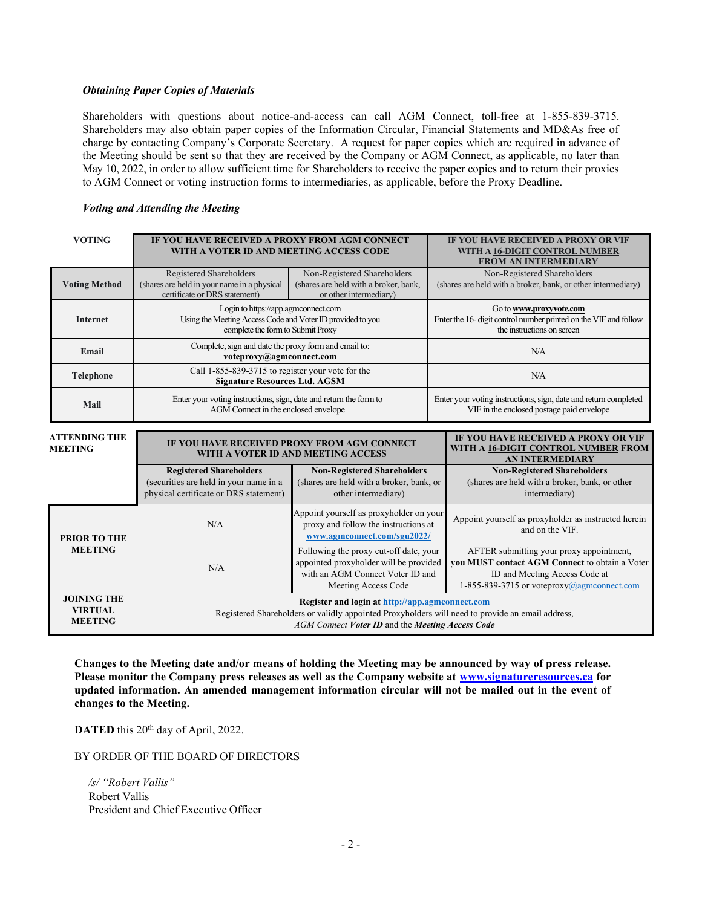***Obtaining Paper Copies of Materials***

Shareholders with questions about notice-and-access can call AGM Connect, toll-free at 1-855-839-3715. Shareholders may also obtain paper copies of the Information Circular, Financial Statements and MD&As free of charge by contacting Company's Corporate Secretary. A request for paper copies which are required in advance of the Meeting should be sent so that they are received by the Company or AGM Connect, as applicable, no later than May 10, 2022, in order to allow sufficient time for Shareholders to receive the paper copies and to return their proxies to AGM Connect or voting instruction forms to intermediaries, as applicable, before the Proxy Deadline.

***Voting and Attending the Meeting***

| **VOTING** | **IF YOU HAVE RECEIVED A PROXY FROM AGM CONNECT WITH A VOTER ID AND MEETING ACCESS CODE** | | **IF YOU HAVE RECEIVED A PROXY OR VIF WITH A 16-DIGIT CONTROL NUMBER FROM AN INTERMEDIARY** |
|---|---|---|---|
| **Voting Method** | Registered Shareholders (shares are held in your name in a physical certificate or DRS statement) | Non-Registered Shareholders (shares are held with a broker, bank, or other intermediary) | Non-Registered Shareholders (shares are held with a broker, bank, or other intermediary) |
| **Internet** | Login to https://app.agmconnect.com Using the Meeting Access Code and Voter ID provided to you complete the form to Submit Proxy | | Go to **www.proxyvote.com** Enter the 16- digit control number printed on the VIF and follow the instructions on screen |
| **Email** | Complete, sign and date the proxy form and email to: **voteproxy@agmconnect.com** | | N/A |
| **Telephone** | Call 1-855-839-3715 to register your vote for the **Signature Resources Ltd. AGSM** | | N/A |
| **Mail** | Enter your voting instructions, sign, date and return the form to AGM Connect in the enclosed envelope | | Enter your voting instructions, sign, date and return completed VIF in the enclosed postage paid envelope |

| **ATTENDING THE MEETING** | **IF YOU HAVE RECEIVED PROXY FROM AGM CONNECT WITH A VOTER ID AND MEETING ACCESS** | | **IF YOU HAVE RECEIVED A PROXY OR VIF WITH A 16-DIGIT CONTROL NUMBER FROM AN INTERMEDIARY** |
|---|---|---|---|
| | **Registered Shareholders** (securities are held in your name in a physical certificate or DRS statement) | **Non-Registered Shareholders** (shares are held with a broker, bank, or other intermediary) | **Non-Registered Shareholders** (shares are held with a broker, bank, or other intermediary) |
| **PRIOR TO THE MEETING** | N/A | Appoint yourself as proxyholder on your proxy and follow the instructions at **www.agmconnect.com/sgu2022/** | Appoint yourself as proxyholder as instructed herein and on the VIF. |
| | N/A | Following the proxy cut-off date, your appointed proxyholder will be provided with an AGM Connect Voter ID and Meeting Access Code | AFTER submitting your proxy appointment, **you MUST contact AGM Connect** to obtain a Voter ID and Meeting Access Code at 1-855-839-3715 or voteproxy@agmconnect.com |
| **JOINING THE VIRTUAL MEETING** | **Register and login at http://app.agmconnect.com** Registered Shareholders or validly appointed Proxyholders will need to provide an email address, *AGM Connect* ***Voter ID*** *and the* ***Meeting Access Code*** | | |

**Changes to the Meeting date and/or means of holding the Meeting may be announced by way of press release. Please monitor the Company press releases as well as the Company website at www.signatureresources.ca for updated information. An amended management information circular will not be mailed out in the event of changes to the Meeting.**

**DATED** this 20th day of April, 2022.

BY ORDER OF THE BOARD OF DIRECTORS

*/s/ "Robert Vallis"*
Robert Vallis
President and Chief Executive Officer